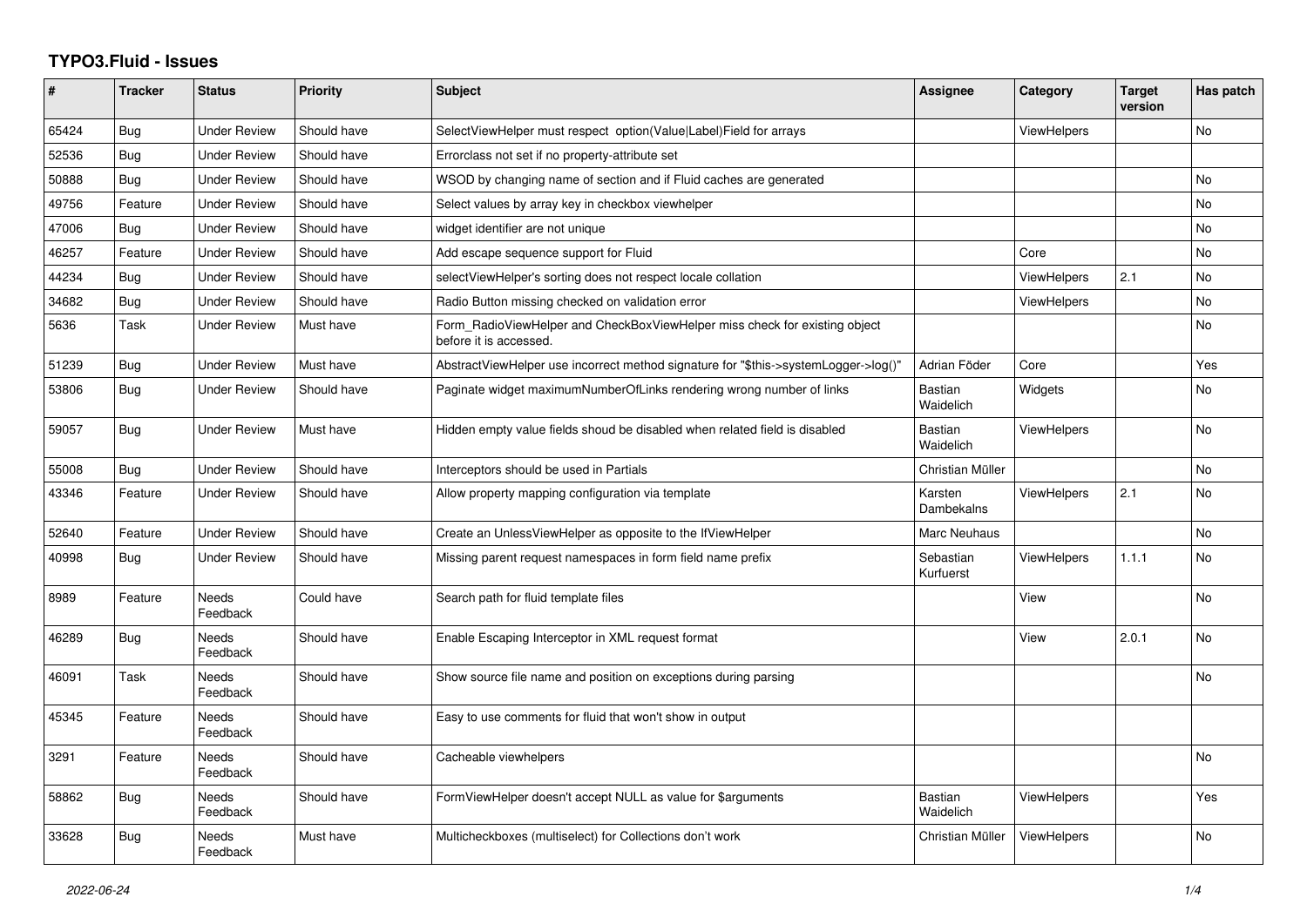# TYPO3.Fluid - Issues

| # | Tracker | Status | Priority | Subject | Assignee | Category | Target version | Has patch |
|---|---|---|---|---|---|---|---|---|
| 65424 | Bug | Under Review | Should have | SelectViewHelper must respect option(Value\|Label)Field for arrays | | ViewHelpers | | No |
| 52536 | Bug | Under Review | Should have | Errorclass not set if no property-attribute set | | | | |
| 50888 | Bug | Under Review | Should have | WSOD by changing name of section and if Fluid caches are generated | | | | No |
| 49756 | Feature | Under Review | Should have | Select values by array key in checkbox viewhelper | | | | No |
| 47006 | Bug | Under Review | Should have | widget identifier are not unique | | | | No |
| 46257 | Feature | Under Review | Should have | Add escape sequence support for Fluid | | Core | | No |
| 44234 | Bug | Under Review | Should have | selectViewHelper's sorting does not respect locale collation | | ViewHelpers | 2.1 | No |
| 34682 | Bug | Under Review | Should have | Radio Button missing checked on validation error | | ViewHelpers | | No |
| 5636 | Task | Under Review | Must have | Form_RadioViewHelper and CheckBoxViewHelper miss check for existing object before it is accessed. | | | | No |
| 51239 | Bug | Under Review | Must have | AbstractViewHelper use incorrect method signature for "$this->systemLogger->log()" | Adrian Föder | Core | | Yes |
| 53806 | Bug | Under Review | Should have | Paginate widget maximumNumberOfLinks rendering wrong number of links | Bastian Waidelich | Widgets | | No |
| 59057 | Bug | Under Review | Must have | Hidden empty value fields shoud be disabled when related field is disabled | Bastian Waidelich | ViewHelpers | | No |
| 55008 | Bug | Under Review | Should have | Interceptors should be used in Partials | Christian Müller | | | No |
| 43346 | Feature | Under Review | Should have | Allow property mapping configuration via template | Karsten Dambekalns | ViewHelpers | 2.1 | No |
| 52640 | Feature | Under Review | Should have | Create an UnlessViewHelper as opposite to the IfViewHelper | Marc Neuhaus | | | No |
| 40998 | Bug | Under Review | Should have | Missing parent request namespaces in form field name prefix | Sebastian Kurfuerst | ViewHelpers | 1.1.1 | No |
| 8989 | Feature | Needs Feedback | Could have | Search path for fluid template files | | View | | No |
| 46289 | Bug | Needs Feedback | Should have | Enable Escaping Interceptor in XML request format | | View | 2.0.1 | No |
| 46091 | Task | Needs Feedback | Should have | Show source file name and position on exceptions during parsing | | | | No |
| 45345 | Feature | Needs Feedback | Should have | Easy to use comments for fluid that won't show in output | | | | |
| 3291 | Feature | Needs Feedback | Should have | Cacheable viewhelpers | | | | No |
| 58862 | Bug | Needs Feedback | Should have | FormViewHelper doesn't accept NULL as value for $arguments | Bastian Waidelich | ViewHelpers | | Yes |
| 33628 | Bug | Needs Feedback | Must have | Multicheckboxes (multiselect) for Collections don't work | Christian Müller | ViewHelpers | | No |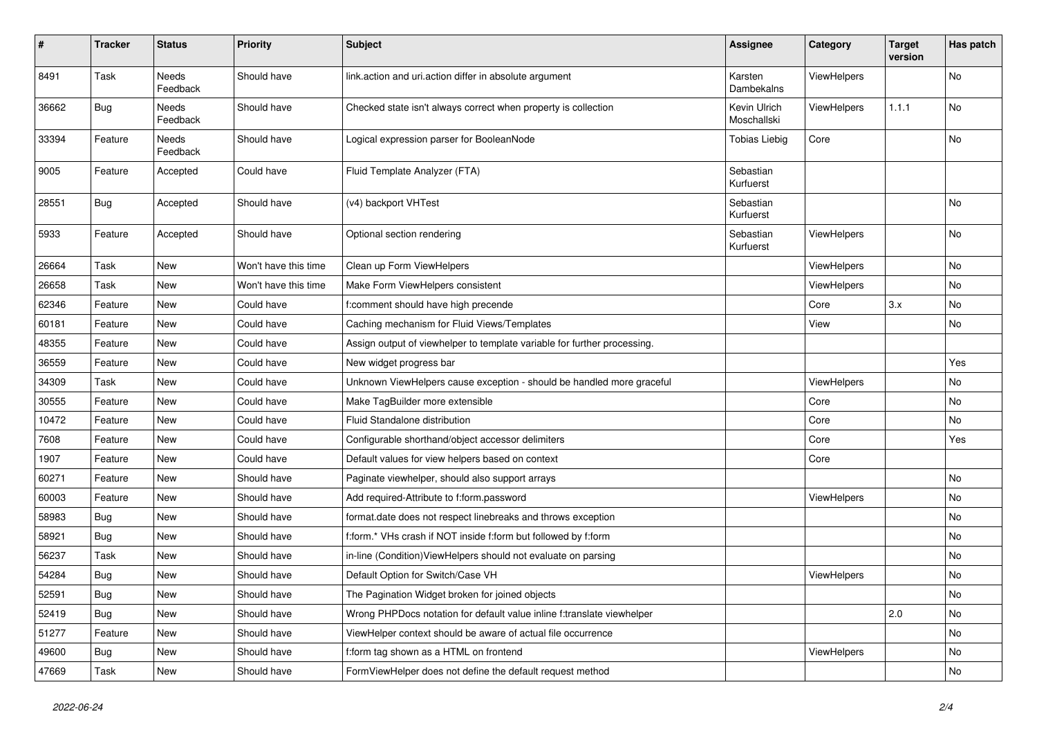| # | Tracker | Status | Priority | Subject | Assignee | Category | Target version | Has patch |
|---|---|---|---|---|---|---|---|---|
| 8491 | Task | Needs Feedback | Should have | link.action and uri.action differ in absolute argument | Karsten Dambekalns | ViewHelpers | | No |
| 36662 | Bug | Needs Feedback | Should have | Checked state isn't always correct when property is collection | Kevin Ulrich Moschallski | ViewHelpers | 1.1.1 | No |
| 33394 | Feature | Needs Feedback | Should have | Logical expression parser for BooleanNode | Tobias Liebig | Core | | No |
| 9005 | Feature | Accepted | Could have | Fluid Template Analyzer (FTA) | Sebastian Kurfuerst | | | |
| 28551 | Bug | Accepted | Should have | (v4) backport VHTest | Sebastian Kurfuerst | | | No |
| 5933 | Feature | Accepted | Should have | Optional section rendering | Sebastian Kurfuerst | ViewHelpers | | No |
| 26664 | Task | New | Won't have this time | Clean up Form ViewHelpers | | ViewHelpers | | No |
| 26658 | Task | New | Won't have this time | Make Form ViewHelpers consistent | | ViewHelpers | | No |
| 62346 | Feature | New | Could have | f:comment should have high precende | | Core | 3.x | No |
| 60181 | Feature | New | Could have | Caching mechanism for Fluid Views/Templates | | View | | No |
| 48355 | Feature | New | Could have | Assign output of viewhelper to template variable for further processing. | | | | |
| 36559 | Feature | New | Could have | New widget progress bar | | | | Yes |
| 34309 | Task | New | Could have | Unknown ViewHelpers cause exception - should be handled more graceful | | ViewHelpers | | No |
| 30555 | Feature | New | Could have | Make TagBuilder more extensible | | Core | | No |
| 10472 | Feature | New | Could have | Fluid Standalone distribution | | Core | | No |
| 7608 | Feature | New | Could have | Configurable shorthand/object accessor delimiters | | Core | | Yes |
| 1907 | Feature | New | Could have | Default values for view helpers based on context | | Core | | |
| 60271 | Feature | New | Should have | Paginate viewhelper, should also support arrays | | | | No |
| 60003 | Feature | New | Should have | Add required-Attribute to f:form.password | | ViewHelpers | | No |
| 58983 | Bug | New | Should have | format.date does not respect linebreaks and throws exception | | | | No |
| 58921 | Bug | New | Should have | f:form.* VHs crash if NOT inside f:form but followed by f:form | | | | No |
| 56237 | Task | New | Should have | in-line (Condition)ViewHelpers should not evaluate on parsing | | | | No |
| 54284 | Bug | New | Should have | Default Option for Switch/Case VH | | ViewHelpers | | No |
| 52591 | Bug | New | Should have | The Pagination Widget broken for joined objects | | | | No |
| 52419 | Bug | New | Should have | Wrong PHPDocs notation for default value inline f:translate viewhelper | | | 2.0 | No |
| 51277 | Feature | New | Should have | ViewHelper context should be aware of actual file occurrence | | | | No |
| 49600 | Bug | New | Should have | f:form tag shown as a HTML on frontend | | ViewHelpers | | No |
| 47669 | Task | New | Should have | FormViewHelper does not define the default request method | | | | No |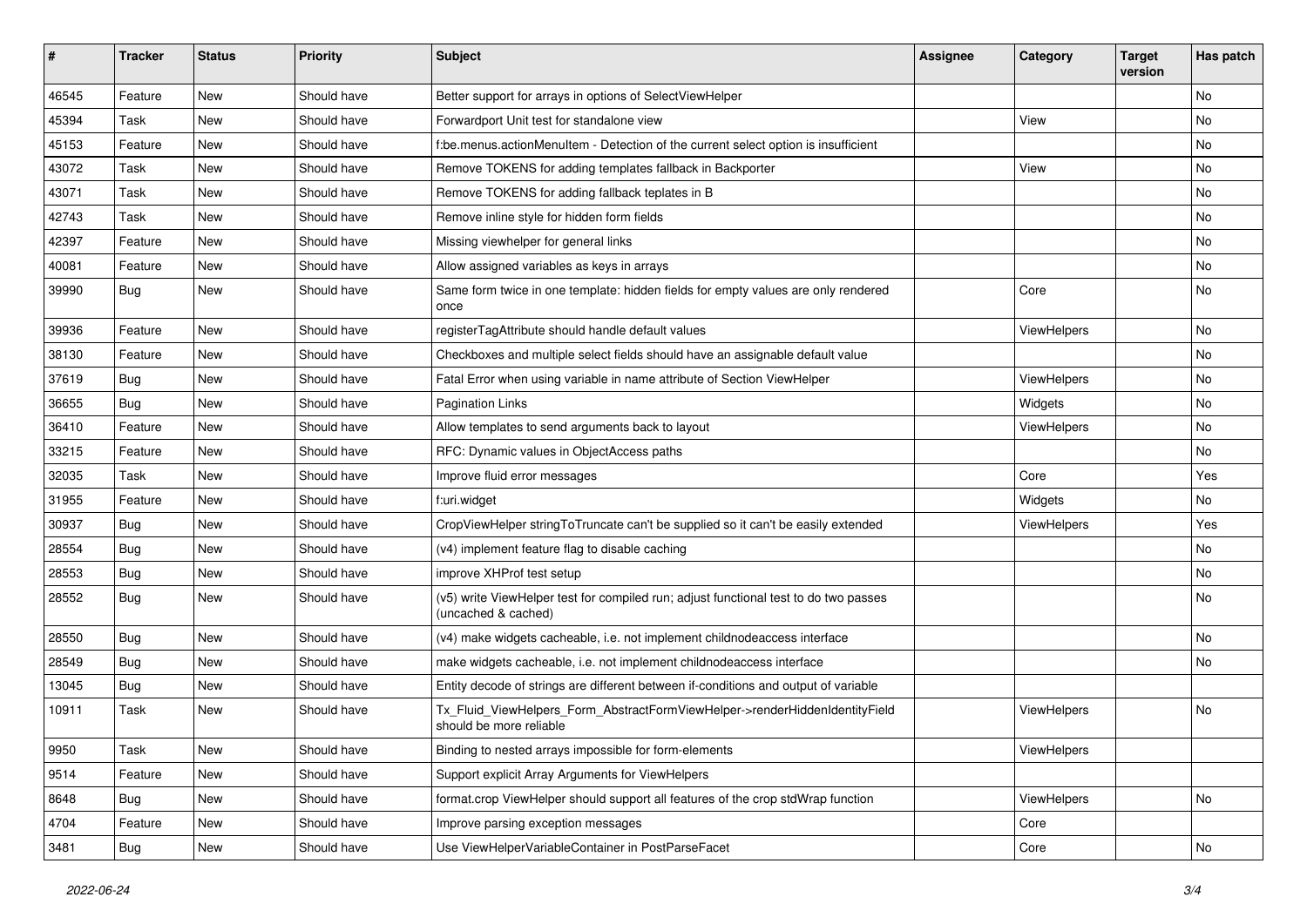| # | Tracker | Status | Priority | Subject | Assignee | Category | Target version | Has patch |
|---|---|---|---|---|---|---|---|---|
| 46545 | Feature | New | Should have | Better support for arrays in options of SelectViewHelper | | | | No |
| 45394 | Task | New | Should have | Forwardport Unit test for standalone view | | View | | No |
| 45153 | Feature | New | Should have | f:be.menus.actionMenuItem - Detection of the current select option is insufficient | | | | No |
| 43072 | Task | New | Should have | Remove TOKENS for adding templates fallback in Backporter | | View | | No |
| 43071 | Task | New | Should have | Remove TOKENS for adding fallback teplates in B | | | | No |
| 42743 | Task | New | Should have | Remove inline style for hidden form fields | | | | No |
| 42397 | Feature | New | Should have | Missing viewhelper for general links | | | | No |
| 40081 | Feature | New | Should have | Allow assigned variables as keys in arrays | | | | No |
| 39990 | Bug | New | Should have | Same form twice in one template: hidden fields for empty values are only rendered once | | Core | | No |
| 39936 | Feature | New | Should have | registerTagAttribute should handle default values | | ViewHelpers | | No |
| 38130 | Feature | New | Should have | Checkboxes and multiple select fields should have an assignable default value | | | | No |
| 37619 | Bug | New | Should have | Fatal Error when using variable in name attribute of Section ViewHelper | | ViewHelpers | | No |
| 36655 | Bug | New | Should have | Pagination Links | | Widgets | | No |
| 36410 | Feature | New | Should have | Allow templates to send arguments back to layout | | ViewHelpers | | No |
| 33215 | Feature | New | Should have | RFC: Dynamic values in ObjectAccess paths | | | | No |
| 32035 | Task | New | Should have | Improve fluid error messages | | Core | | Yes |
| 31955 | Feature | New | Should have | f:uri.widget | | Widgets | | No |
| 30937 | Bug | New | Should have | CropViewHelper stringToTruncate can't be supplied so it can't be easily extended | | ViewHelpers | | Yes |
| 28554 | Bug | New | Should have | (v4) implement feature flag to disable caching | | | | No |
| 28553 | Bug | New | Should have | improve XHProf test setup | | | | No |
| 28552 | Bug | New | Should have | (v5) write ViewHelper test for compiled run; adjust functional test to do two passes (uncached & cached) | | | | No |
| 28550 | Bug | New | Should have | (v4) make widgets cacheable, i.e. not implement childnodeaccess interface | | | | No |
| 28549 | Bug | New | Should have | make widgets cacheable, i.e. not implement childnodeaccess interface | | | | No |
| 13045 | Bug | New | Should have | Entity decode of strings are different between if-conditions and output of variable | | | | |
| 10911 | Task | New | Should have | Tx_Fluid_ViewHelpers_Form_AbstractFormViewHelper->renderHiddenIdentityField should be more reliable | | ViewHelpers | | No |
| 9950 | Task | New | Should have | Binding to nested arrays impossible for form-elements | | ViewHelpers | | |
| 9514 | Feature | New | Should have | Support explicit Array Arguments for ViewHelpers | | | | |
| 8648 | Bug | New | Should have | format.crop ViewHelper should support all features of the crop stdWrap function | | ViewHelpers | | No |
| 4704 | Feature | New | Should have | Improve parsing exception messages | | Core | | |
| 3481 | Bug | New | Should have | Use ViewHelperVariableContainer in PostParseFacet | | Core | | No |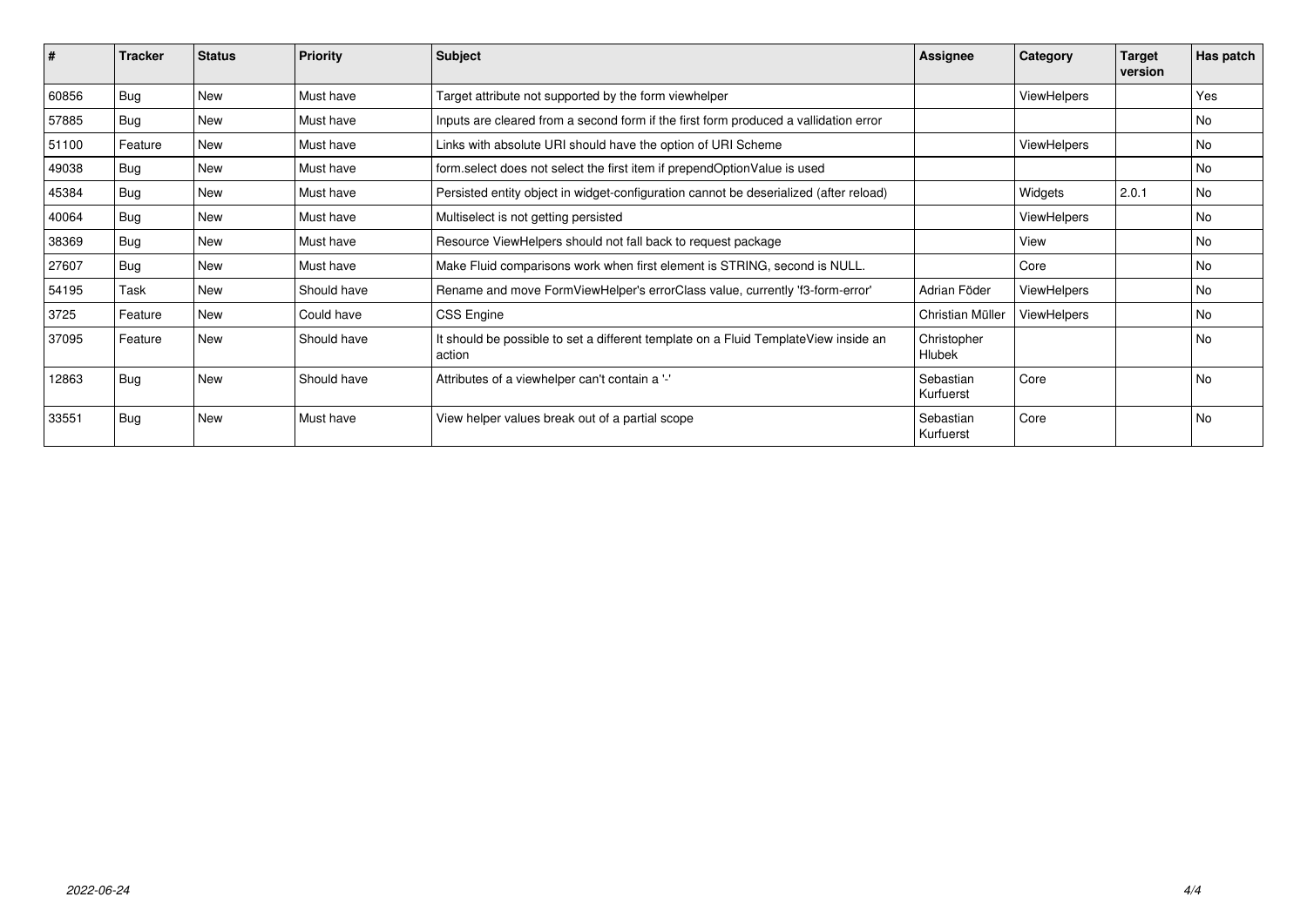| # | Tracker | Status | Priority | Subject | Assignee | Category | Target version | Has patch |
|---|---|---|---|---|---|---|---|---|
| 60856 | Bug | New | Must have | Target attribute not supported by the form viewhelper | | ViewHelpers | | Yes |
| 57885 | Bug | New | Must have | Inputs are cleared from a second form if the first form produced a vallidation error | | | | No |
| 51100 | Feature | New | Must have | Links with absolute URI should have the option of URI Scheme | | ViewHelpers | | No |
| 49038 | Bug | New | Must have | form.select does not select the first item if prependOptionValue is used | | | | No |
| 45384 | Bug | New | Must have | Persisted entity object in widget-configuration cannot be deserialized (after reload) | | Widgets | 2.0.1 | No |
| 40064 | Bug | New | Must have | Multiselect is not getting persisted | | ViewHelpers | | No |
| 38369 | Bug | New | Must have | Resource ViewHelpers should not fall back to request package | | View | | No |
| 27607 | Bug | New | Must have | Make Fluid comparisons work when first element is STRING, second is NULL. | | Core | | No |
| 54195 | Task | New | Should have | Rename and move FormViewHelper's errorClass value, currently 'f3-form-error' | Adrian Föder | ViewHelpers | | No |
| 3725 | Feature | New | Could have | CSS Engine | Christian Müller | ViewHelpers | | No |
| 37095 | Feature | New | Should have | It should be possible to set a different template on a Fluid TemplateView inside an action | Christopher Hlubek | | | No |
| 12863 | Bug | New | Should have | Attributes of a viewhelper can't contain a '-' | Sebastian Kurfuerst | Core | | No |
| 33551 | Bug | New | Must have | View helper values break out of a partial scope | Sebastian Kurfuerst | Core | | No |